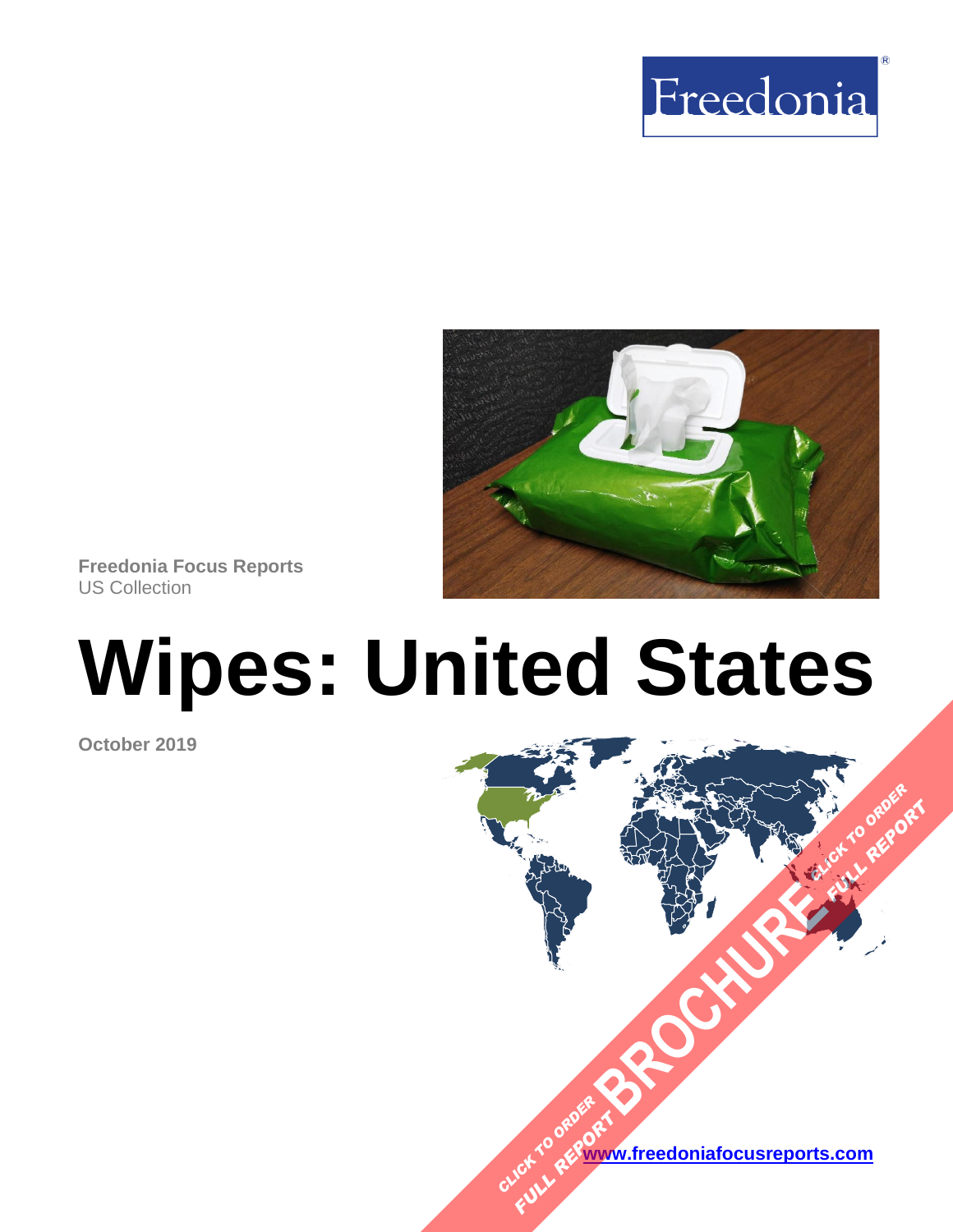Freedonia

**Freedonia Focus Reports**
US Collection

# Wipes: United States

**October 2019**

CLICK TO ORDER FULL REPORT BROCHURE CLICK TO ORDER FULL REPORT

[www.freedoniafocusreports.com](http://www.freedoniafocusreports.com)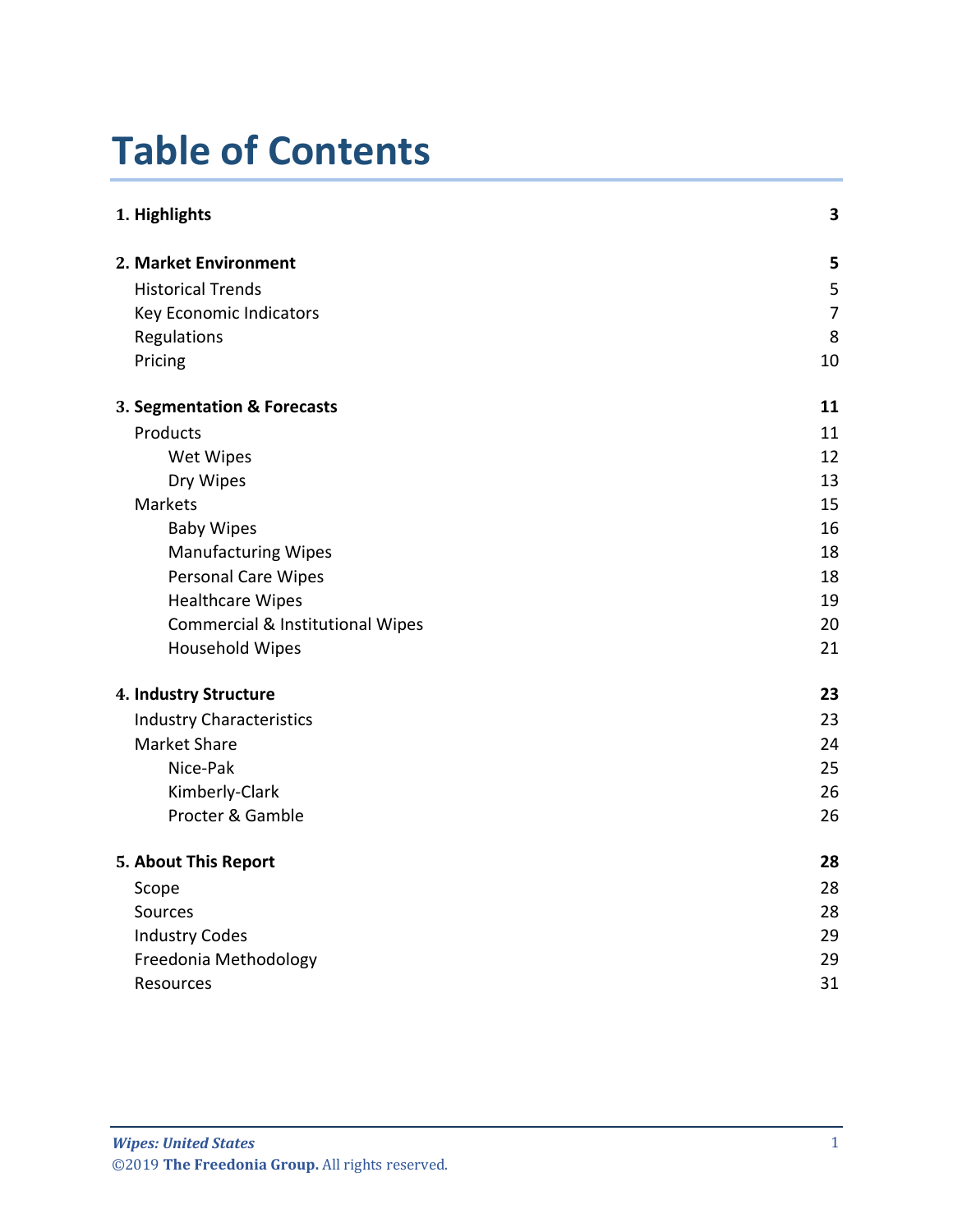# Table of Contents

| | |
|---|---|
| **1. Highlights** | **3** |
| **2. Market Environment** | **5** |
| Historical Trends | 5 |
| Key Economic Indicators | 7 |
| Regulations | 8 |
| Pricing | 10 |
| **3. Segmentation & Forecasts** | **11** |
| Products | 11 |
| Wet Wipes | 12 |
| Dry Wipes | 13 |
| Markets | 15 |
| Baby Wipes | 16 |
| Manufacturing Wipes | 18 |
| Personal Care Wipes | 18 |
| Healthcare Wipes | 19 |
| Commercial & Institutional Wipes | 20 |
| Household Wipes | 21 |
| **4. Industry Structure** | **23** |
| Industry Characteristics | 23 |
| Market Share | 24 |
| Nice-Pak | 25 |
| Kimberly-Clark | 26 |
| Procter & Gamble | 26 |
| **5. About This Report** | **28** |
| Scope | 28 |
| Sources | 28 |
| Industry Codes | 29 |
| Freedonia Methodology | 29 |
| Resources | 31 |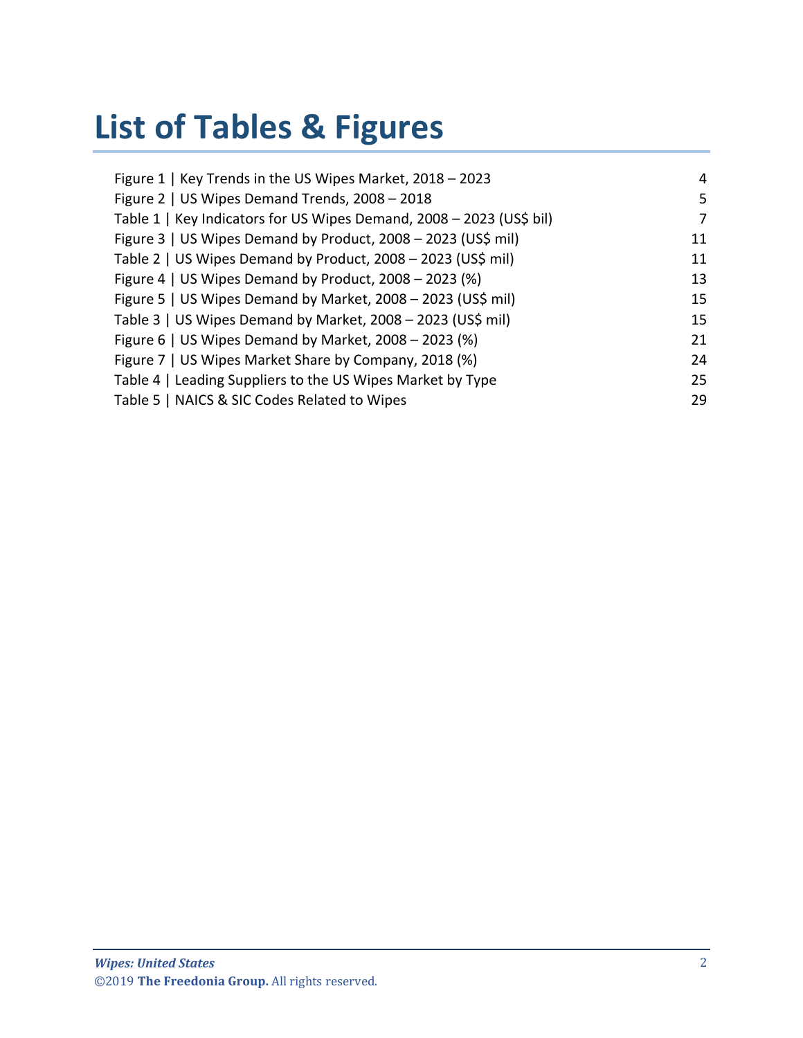# List of Tables & Figures

| Item | Page |
|---|---|
| Figure 1 \| Key Trends in the US Wipes Market, 2018 – 2023 | 4 |
| Figure 2 \| US Wipes Demand Trends, 2008 – 2018 | 5 |
| Table 1 \| Key Indicators for US Wipes Demand, 2008 – 2023 (US$ bil) | 7 |
| Figure 3 \| US Wipes Demand by Product, 2008 – 2023 (US$ mil) | 11 |
| Table 2 \| US Wipes Demand by Product, 2008 – 2023 (US$ mil) | 11 |
| Figure 4 \| US Wipes Demand by Product, 2008 – 2023 (%) | 13 |
| Figure 5 \| US Wipes Demand by Market, 2008 – 2023 (US$ mil) | 15 |
| Table 3 \| US Wipes Demand by Market, 2008 – 2023 (US$ mil) | 15 |
| Figure 6 \| US Wipes Demand by Market, 2008 – 2023 (%) | 21 |
| Figure 7 \| US Wipes Market Share by Company, 2018 (%) | 24 |
| Table 4 \| Leading Suppliers to the US Wipes Market by Type | 25 |
| Table 5 \| NAICS & SIC Codes Related to Wipes | 29 |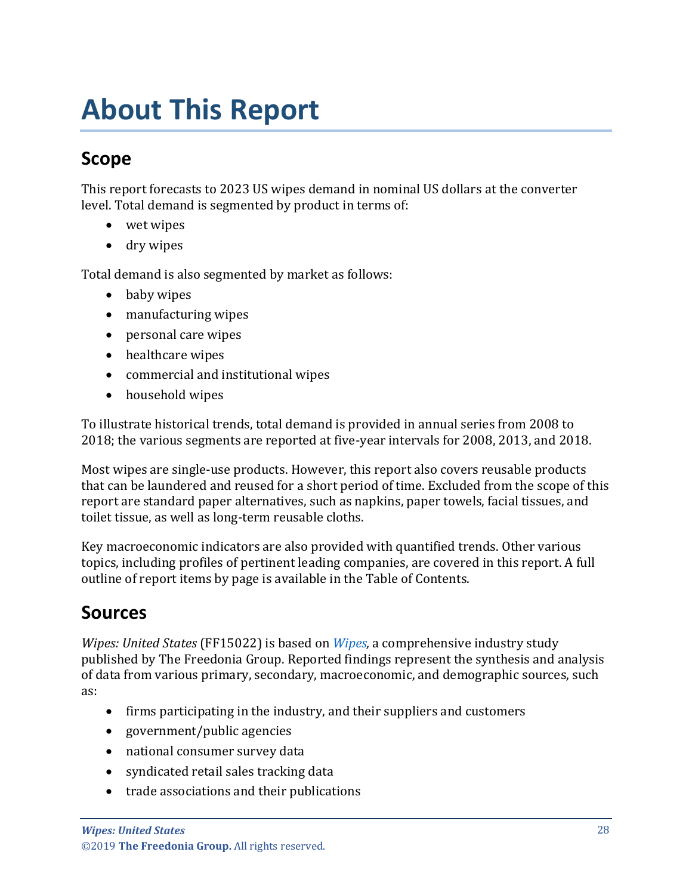# About This Report

## Scope

This report forecasts to 2023 US wipes demand in nominal US dollars at the converter level. Total demand is segmented by product in terms of:

- wet wipes
- dry wipes

Total demand is also segmented by market as follows:

- baby wipes
- manufacturing wipes
- personal care wipes
- healthcare wipes
- commercial and institutional wipes
- household wipes

To illustrate historical trends, total demand is provided in annual series from 2008 to 2018; the various segments are reported at five-year intervals for 2008, 2013, and 2018.

Most wipes are single-use products. However, this report also covers reusable products that can be laundered and reused for a short period of time. Excluded from the scope of this report are standard paper alternatives, such as napkins, paper towels, facial tissues, and toilet tissue, as well as long-term reusable cloths.

Key macroeconomic indicators are also provided with quantified trends. Other various topics, including profiles of pertinent leading companies, are covered in this report. A full outline of report items by page is available in the Table of Contents.

## Sources

*Wipes: United States* (FF15022) is based on *Wipes*, a comprehensive industry study published by The Freedonia Group. Reported findings represent the synthesis and analysis of data from various primary, secondary, macroeconomic, and demographic sources, such as:

- firms participating in the industry, and their suppliers and customers
- government/public agencies
- national consumer survey data
- syndicated retail sales tracking data
- trade associations and their publications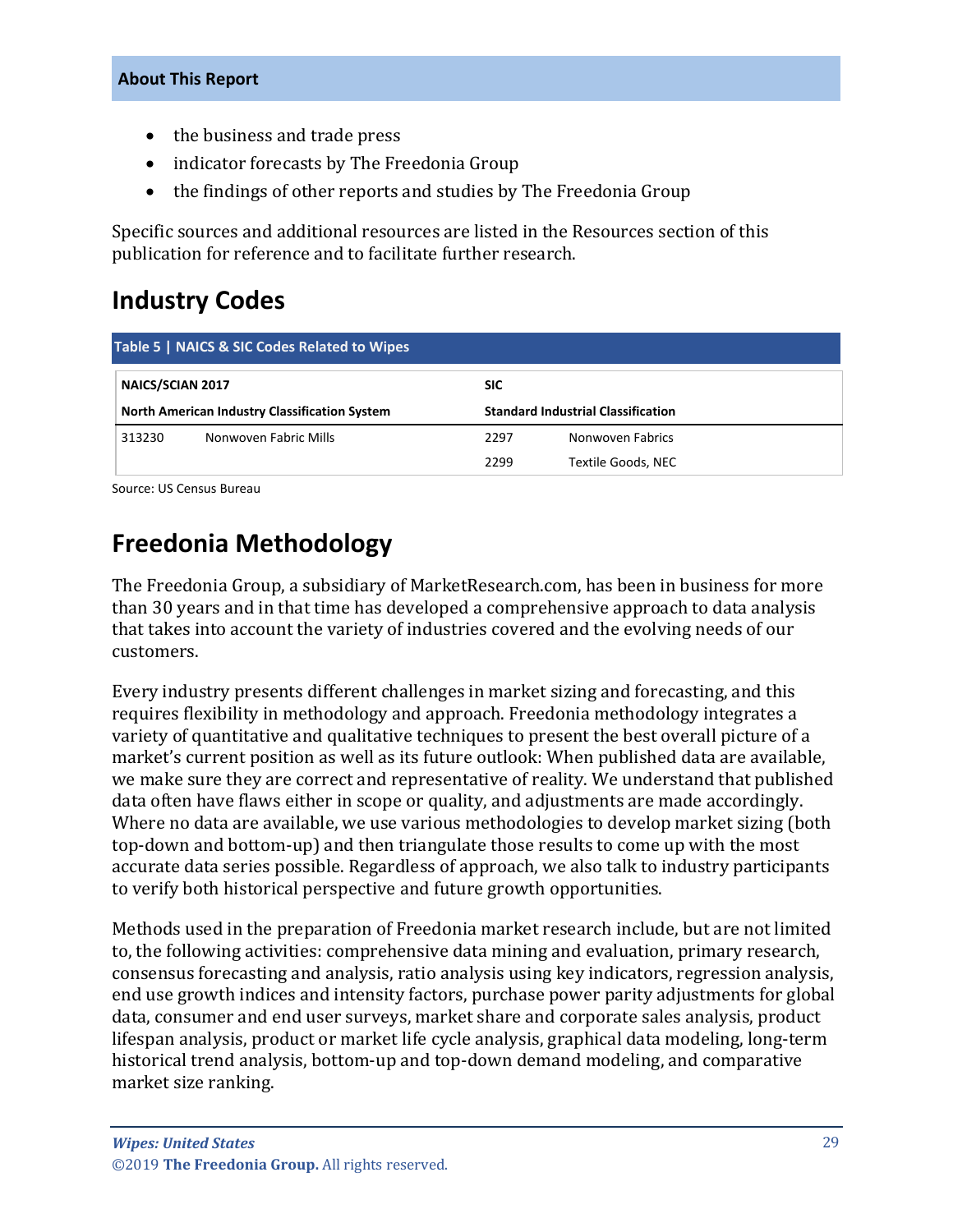- the business and trade press
- indicator forecasts by The Freedonia Group
- the findings of other reports and studies by The Freedonia Group

Specific sources and additional resources are listed in the Resources section of this publication for reference and to facilitate further research.

## Industry Codes

**Table 5 | NAICS & SIC Codes Related to Wipes**

| NAICS/SCIAN 2017 | | SIC | |
|---|---|---|---|
| **North American Industry Classification System** | | **Standard Industrial Classification** | |
| 313230 | Nonwoven Fabric Mills | 2297 | Nonwoven Fabrics |
| | | 2299 | Textile Goods, NEC |

Source: US Census Bureau

## Freedonia Methodology

The Freedonia Group, a subsidiary of MarketResearch.com, has been in business for more than 30 years and in that time has developed a comprehensive approach to data analysis that takes into account the variety of industries covered and the evolving needs of our customers.

Every industry presents different challenges in market sizing and forecasting, and this requires flexibility in methodology and approach. Freedonia methodology integrates a variety of quantitative and qualitative techniques to present the best overall picture of a market's current position as well as its future outlook: When published data are available, we make sure they are correct and representative of reality. We understand that published data often have flaws either in scope or quality, and adjustments are made accordingly. Where no data are available, we use various methodologies to develop market sizing (both top-down and bottom-up) and then triangulate those results to come up with the most accurate data series possible. Regardless of approach, we also talk to industry participants to verify both historical perspective and future growth opportunities.

Methods used in the preparation of Freedonia market research include, but are not limited to, the following activities: comprehensive data mining and evaluation, primary research, consensus forecasting and analysis, ratio analysis using key indicators, regression analysis, end use growth indices and intensity factors, purchase power parity adjustments for global data, consumer and end user surveys, market share and corporate sales analysis, product lifespan analysis, product or market life cycle analysis, graphical data modeling, long-term historical trend analysis, bottom-up and top-down demand modeling, and comparative market size ranking.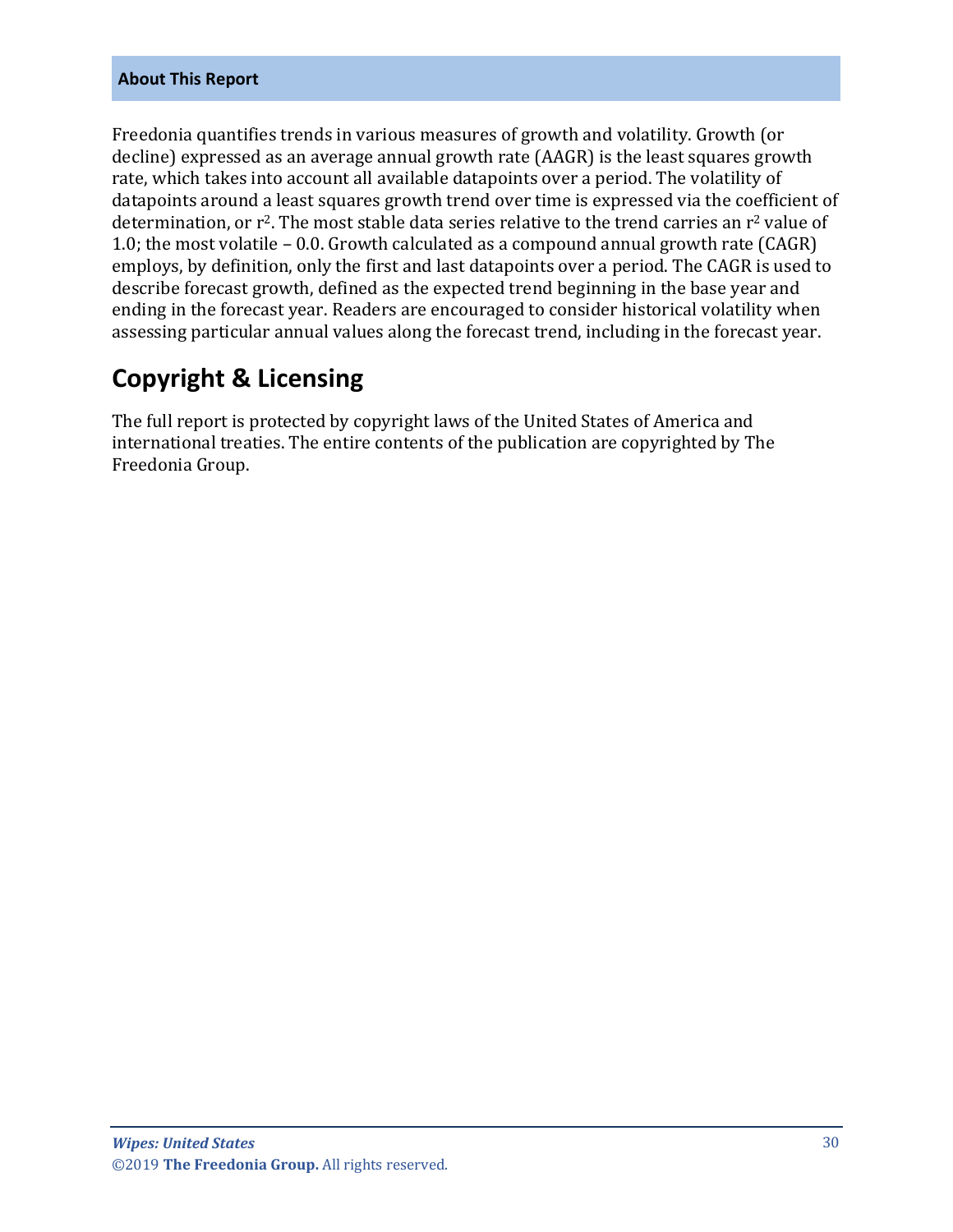**About This Report**

Freedonia quantifies trends in various measures of growth and volatility. Growth (or decline) expressed as an average annual growth rate (AAGR) is the least squares growth rate, which takes into account all available datapoints over a period. The volatility of datapoints around a least squares growth trend over time is expressed via the coefficient of determination, or $r^2$. The most stable data series relative to the trend carries an $r^2$ value of 1.0; the most volatile – 0.0. Growth calculated as a compound annual growth rate (CAGR) employs, by definition, only the first and last datapoints over a period. The CAGR is used to describe forecast growth, defined as the expected trend beginning in the base year and ending in the forecast year. Readers are encouraged to consider historical volatility when assessing particular annual values along the forecast trend, including in the forecast year.

## Copyright & Licensing

The full report is protected by copyright laws of the United States of America and international treaties. The entire contents of the publication are copyrighted by The Freedonia Group.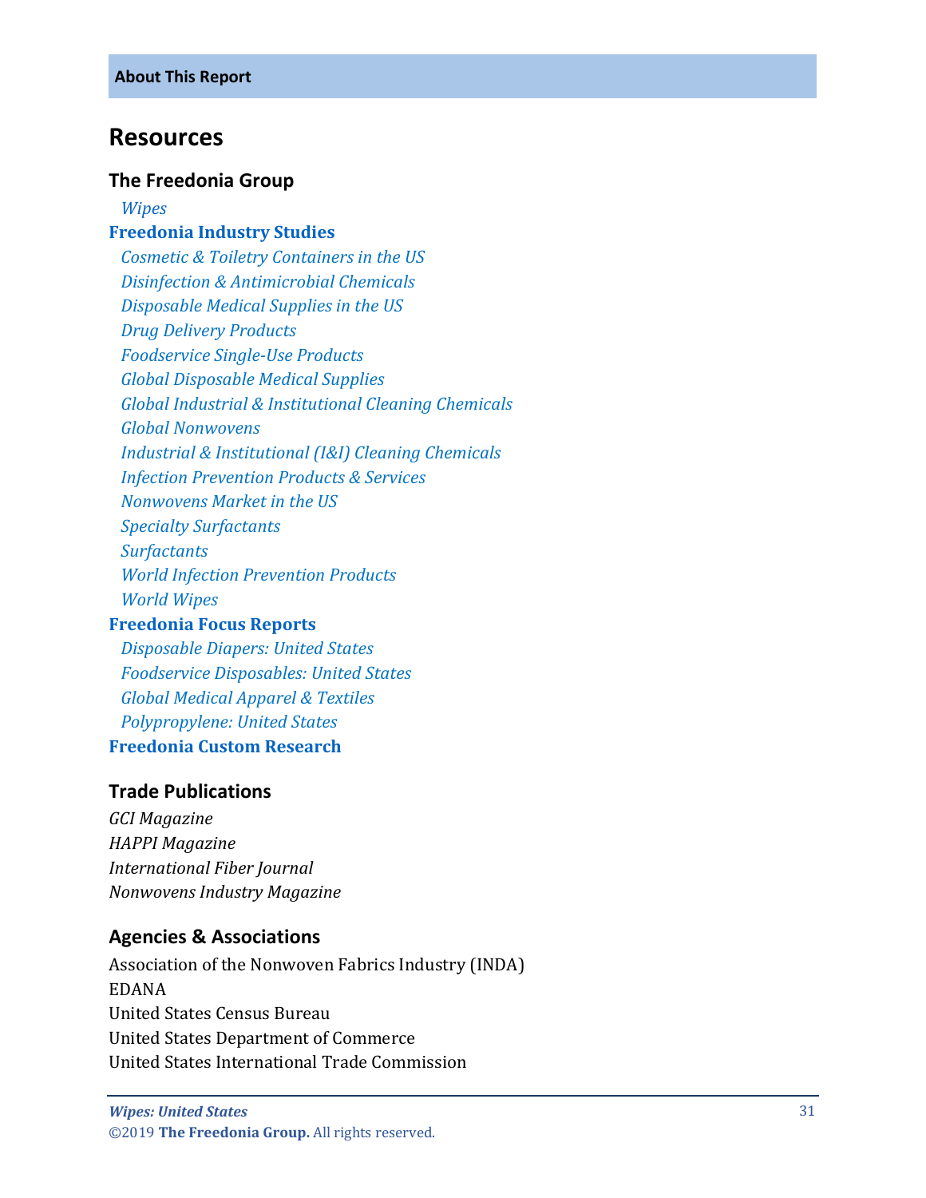## Resources

### The Freedonia Group

*Wipes*

**Freedonia Industry Studies**

*Cosmetic & Toiletry Containers in the US*
*Disinfection & Antimicrobial Chemicals*
*Disposable Medical Supplies in the US*
*Drug Delivery Products*
*Foodservice Single-Use Products*
*Global Disposable Medical Supplies*
*Global Industrial & Institutional Cleaning Chemicals*
*Global Nonwovens*
*Industrial & Institutional (I&I) Cleaning Chemicals*
*Infection Prevention Products & Services*
*Nonwovens Market in the US*
*Specialty Surfactants*
*Surfactants*
*World Infection Prevention Products*
*World Wipes*

**Freedonia Focus Reports**

*Disposable Diapers: United States*
*Foodservice Disposables: United States*
*Global Medical Apparel & Textiles*
*Polypropylene: United States*

**Freedonia Custom Research**

### Trade Publications

*GCI Magazine*
*HAPPI Magazine*
*International Fiber Journal*
*Nonwovens Industry Magazine*

### Agencies & Associations

Association of the Nonwoven Fabrics Industry (INDA)
EDANA
United States Census Bureau
United States Department of Commerce
United States International Trade Commission